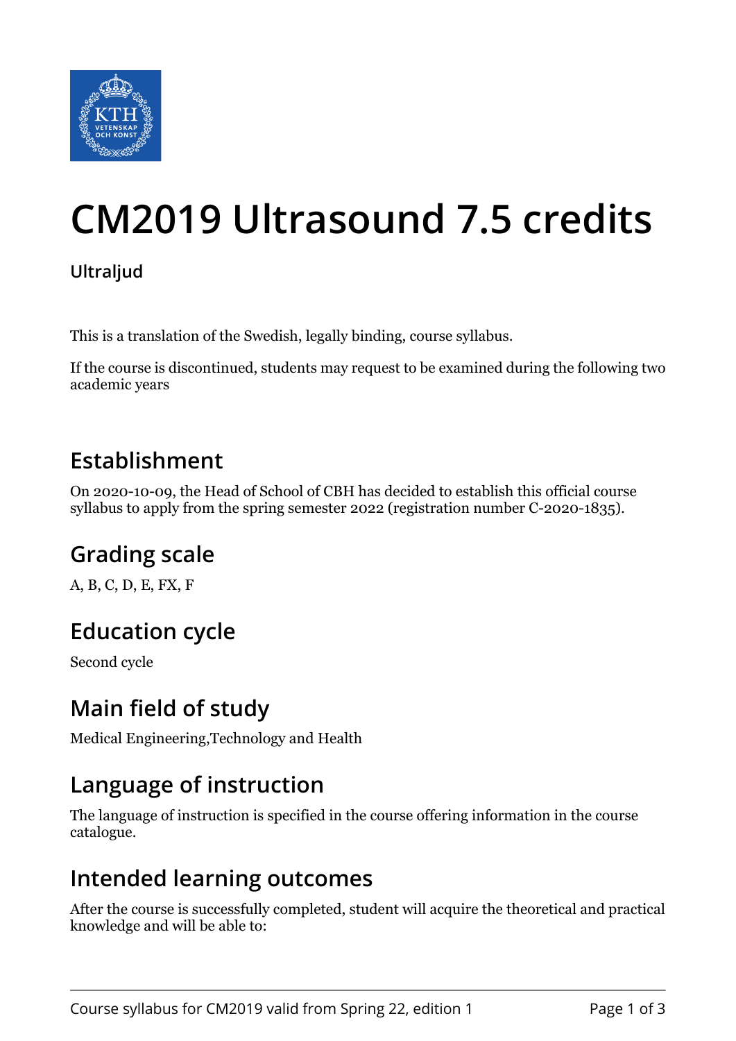# CM2019 Ultrasound 7.5 credits

**Ultraljud**

This is a translation of the Swedish, legally binding, course syllabus.

If the course is discontinued, students may request to be examined during the following two academic years

## Establishment

On 2020-10-09, the Head of School of CBH has decided to establish this official course syllabus to apply from the spring semester 2022 (registration number C-2020-1835).

## Grading scale

A, B, C, D, E, FX, F

## Education cycle

Second cycle

## Main field of study

Medical Engineering,Technology and Health

## Language of instruction

The language of instruction is specified in the course offering information in the course catalogue.

## Intended learning outcomes

After the course is successfully completed, student will acquire the theoretical and practical knowledge and will be able to: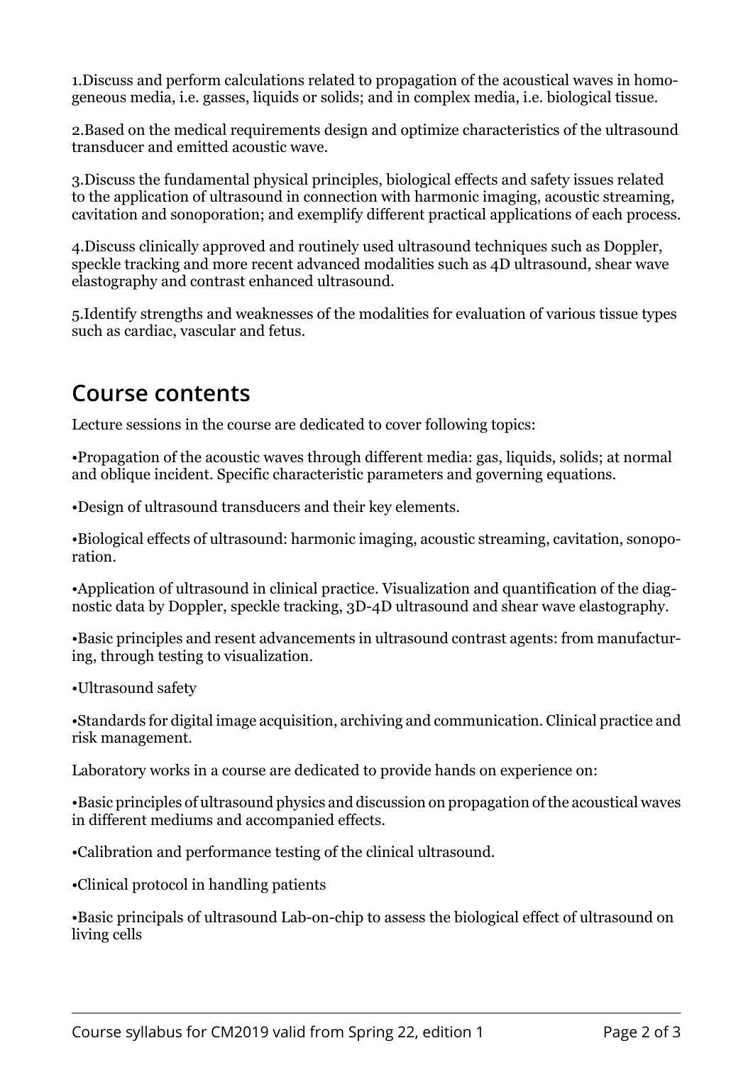1.Discuss and perform calculations related to propagation of the acoustical waves in homogeneous media, i.e. gasses, liquids or solids; and in complex media, i.e. biological tissue.

2.Based on the medical requirements design and optimize characteristics of the ultrasound transducer and emitted acoustic wave.

3.Discuss the fundamental physical principles, biological effects and safety issues related to the application of ultrasound in connection with harmonic imaging, acoustic streaming, cavitation and sonoporation; and exemplify different practical applications of each process.

4.Discuss clinically approved and routinely used ultrasound techniques such as Doppler, speckle tracking and more recent advanced modalities such as 4D ultrasound, shear wave elastography and contrast enhanced ultrasound.

5.Identify strengths and weaknesses of the modalities for evaluation of various tissue types such as cardiac, vascular and fetus.

## Course contents

Lecture sessions in the course are dedicated to cover following topics:

•Propagation of the acoustic waves through different media: gas, liquids, solids; at normal and oblique incident. Specific characteristic parameters and governing equations.

•Design of ultrasound transducers and their key elements.

•Biological effects of ultrasound: harmonic imaging, acoustic streaming, cavitation, sonoporation.

•Application of ultrasound in clinical practice. Visualization and quantification of the diagnostic data by Doppler, speckle tracking, 3D-4D ultrasound and shear wave elastography.

•Basic principles and resent advancements in ultrasound contrast agents: from manufacturing, through testing to visualization.

•Ultrasound safety

•Standards for digital image acquisition, archiving and communication. Clinical practice and risk management.

Laboratory works in a course are dedicated to provide hands on experience on:

•Basic principles of ultrasound physics and discussion on propagation of the acoustical waves in different mediums and accompanied effects.

•Calibration and performance testing of the clinical ultrasound.

•Clinical protocol in handling patients

•Basic principals of ultrasound Lab-on-chip to assess the biological effect of ultrasound on living cells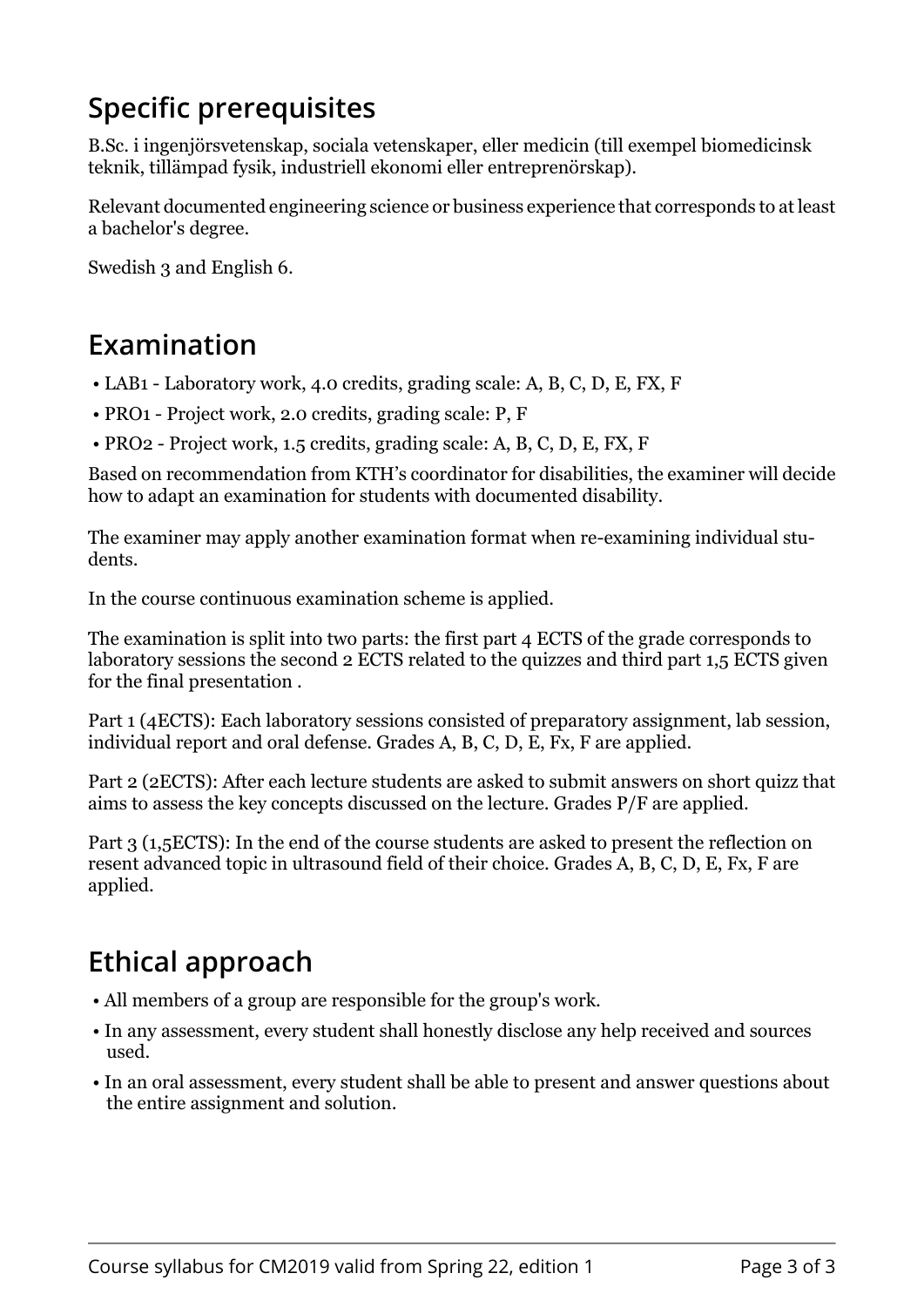## Specific prerequisites

B.Sc. i ingenjörsvetenskap, sociala vetenskaper, eller medicin (till exempel biomedicinsk teknik, tillämpad fysik, industriell ekonomi eller entreprenörskap).

Relevant documented engineering science or business experience that corresponds to at least a bachelor's degree.

Swedish 3 and English 6.

## Examination

- LAB1 - Laboratory work, 4.0 credits, grading scale: A, B, C, D, E, FX, F
- PRO1 - Project work, 2.0 credits, grading scale: P, F
- PRO2 - Project work, 1.5 credits, grading scale: A, B, C, D, E, FX, F

Based on recommendation from KTH's coordinator for disabilities, the examiner will decide how to adapt an examination for students with documented disability.

The examiner may apply another examination format when re-examining individual students.

In the course continuous examination scheme is applied.

The examination is split into two parts: the first part 4 ECTS of the grade corresponds to laboratory sessions the second 2 ECTS related to the quizzes and third part 1,5 ECTS given for the final presentation .

Part 1 (4ECTS): Each laboratory sessions consisted of preparatory assignment, lab session, individual report and oral defense. Grades A, B, C, D, E, Fx, F are applied.

Part 2 (2ECTS): After each lecture students are asked to submit answers on short quizz that aims to assess the key concepts discussed on the lecture. Grades P/F are applied.

Part 3 (1,5ECTS): In the end of the course students are asked to present the reflection on resent advanced topic in ultrasound field of their choice. Grades A, B, C, D, E, Fx, F are applied.

## Ethical approach

- All members of a group are responsible for the group's work.
- In any assessment, every student shall honestly disclose any help received and sources used.
- In an oral assessment, every student shall be able to present and answer questions about the entire assignment and solution.